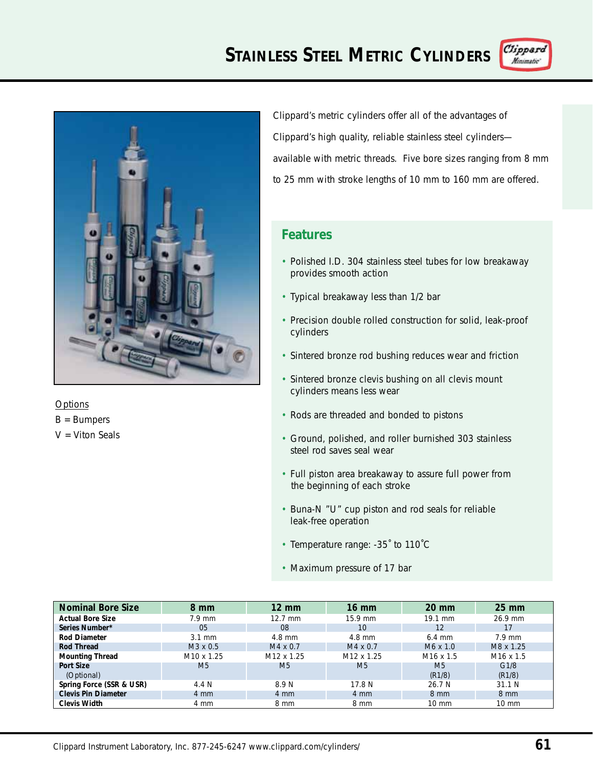# STAINLESS STEEL METRIC CYLINDERS

Clippard's metric cylinders offer all of the advantages of Clippard's high quality, reliable stainless steel cylinders—available with metric threads. Five bore sizes ranging from 8 mm to 25 mm with stroke lengths of 10 mm to 160 mm are offered.

Options

B = Bumpers

V = Viton Seals

## Features

- Polished I.D. 304 stainless steel tubes for low breakaway provides smooth action
- Typical breakaway less than 1/2 bar
- Precision double rolled construction for solid, leak-proof cylinders
- Sintered bronze rod bushing reduces wear and friction
- Sintered bronze clevis bushing on all clevis mount cylinders means less wear
- Rods are threaded and bonded to pistons
- Ground, polished, and roller burnished 303 stainless steel rod saves seal wear
- Full piston area breakaway to assure full power from the beginning of each stroke
- Buna-N "U" cup piston and rod seals for reliable leak-free operation
- Temperature range: -35˚ to 110˚C
- Maximum pressure of 17 bar

| Nominal Bore Size | 8 mm | 12 mm | 16 mm | 20 mm | 25 mm |
|---|---|---|---|---|---|
| Actual Bore Size | 7.9 mm | 12.7 mm | 15.9 mm | 19.1 mm | 26.9 mm |
| Series Number* | 05 | 08 | 10 | 12 | 17 |
| Rod Diameter | 3.1 mm | 4.8 mm | 4.8 mm | 6.4 mm | 7.9 mm |
| Rod Thread | M3 x 0.5 | M4 x 0.7 | M4 x 0.7 | M6 x 1.0 | M8 x 1.25 |
| Mounting Thread | M10 x 1.25 | M12 x 1.25 | M12 x 1.25 | M16 x 1.5 | M16 x 1.5 |
| Port Size (Optional) | M5 | M5 | M5 | M5 (R1/8) | G1/8 (R1/8) |
| Spring Force (SSR & USR) | 4.4 N | 8.9 N | 17.8 N | 26.7 N | 31.1 N |
| Clevis Pin Diameter | 4 mm | 4 mm | 4 mm | 8 mm | 8 mm |
| Clevis Width | 4 mm | 8 mm | 8 mm | 10 mm | 10 mm |

Clippard Instrument Laboratory, Inc. 877-245-6247 www.clippard.com/cylinders/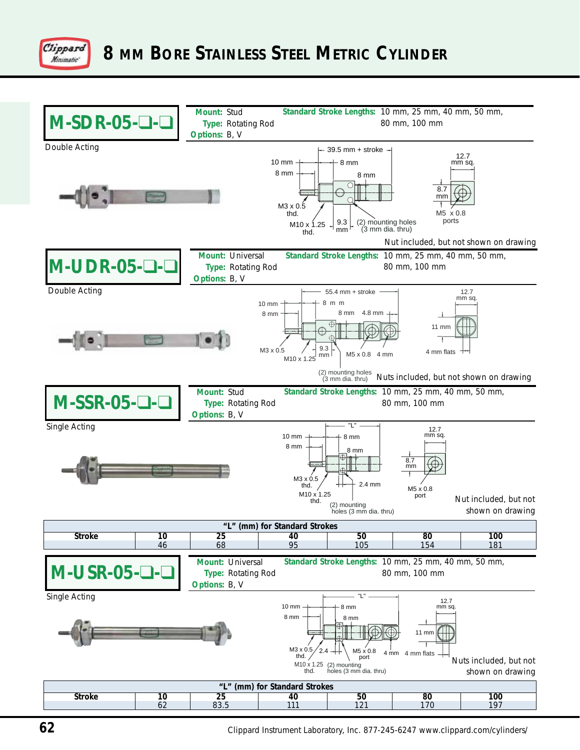# 8 MM BORE STAINLESS STEEL METRIC CYLINDER

## M-SDR-05-❑-❑

Double Acting

**Mount:** Stud
**Type:** Rotating Rod
**Options:** B, V

**Standard Stroke Lengths:** 10 mm, 25 mm, 40 mm, 50 mm, 80 mm, 100 mm

39.5 mm + stroke
10 mm
8 mm
8 mm
8 mm
M3 x 0.5 thd.
M10 x 1.25 thd.
9.3 mm
(2) mounting holes (3 mm dia. thru)
12.7 mm sq.
8.7 mm
M5 x 0.8 ports

Nut included, but not shown on drawing

## M-UDR-05-❑-❑

Double Acting

**Mount:** Universal
**Type:** Rotating Rod
**Options:** B, V

**Standard Stroke Lengths:** 10 mm, 25 mm, 40 mm, 50 mm, 80 mm, 100 mm

55.4 mm + stroke
10 mm
8 mm
8 mm
8 mm
4.8 mm
M3 x 0.5
M10 x 1.25
9.3 mm
M5 x 0.8
4 mm
(2) mounting holes (3 mm dia. thru)
12.7 mm sq.
11 mm
4 mm flats

Nuts included, but not shown on drawing

## M-SSR-05-❑-❑

Single Acting

**Mount:** Stud
**Type:** Rotating Rod
**Options:** B, V

**Standard Stroke Lengths:** 10 mm, 25 mm, 40 mm, 50 mm, 80 mm, 100 mm

"L"
10 mm
8 mm
8 mm
8 mm
M3 x 0.5 thd.
M10 x 1.25 thd.
2.4 mm
(2) mounting holes (3 mm dia. thru)
12.7 mm sq.
8.7 mm
M5 x 0.8 port

Nut included, but not shown on drawing

"L" (mm) for Standard Strokes

| Stroke | 10 | 25 | 40 | 50 | 80 | 100 |
|---|---|---|---|---|---|---|
| | 46 | 68 | 95 | 105 | 154 | 181 |

## M-USR-05-❑-❑

Single Acting

**Mount:** Universal
**Type:** Rotating Rod
**Options:** B, V

**Standard Stroke Lengths:** 10 mm, 25 mm, 40 mm, 50 mm, 80 mm, 100 mm

"L"
10 mm
8 mm
8 mm
8 mm
M3 x 0.5 thd.
2.4
M10 x 1.25 thd.
(2) mounting holes (3 mm dia. thru)
M5 x 0.8 port
4 mm
4 mm flats
12.7 mm sq.
11 mm

Nuts included, but not shown on drawing

"L" (mm) for Standard Strokes

| Stroke | 10 | 25 | 40 | 50 | 80 | 100 |
|---|---|---|---|---|---|---|
| | 62 | 83.5 | 111 | 121 | 170 | 197 |

Clippard Instrument Laboratory, Inc. 877-245-6247 www.clippard.com/cylinders/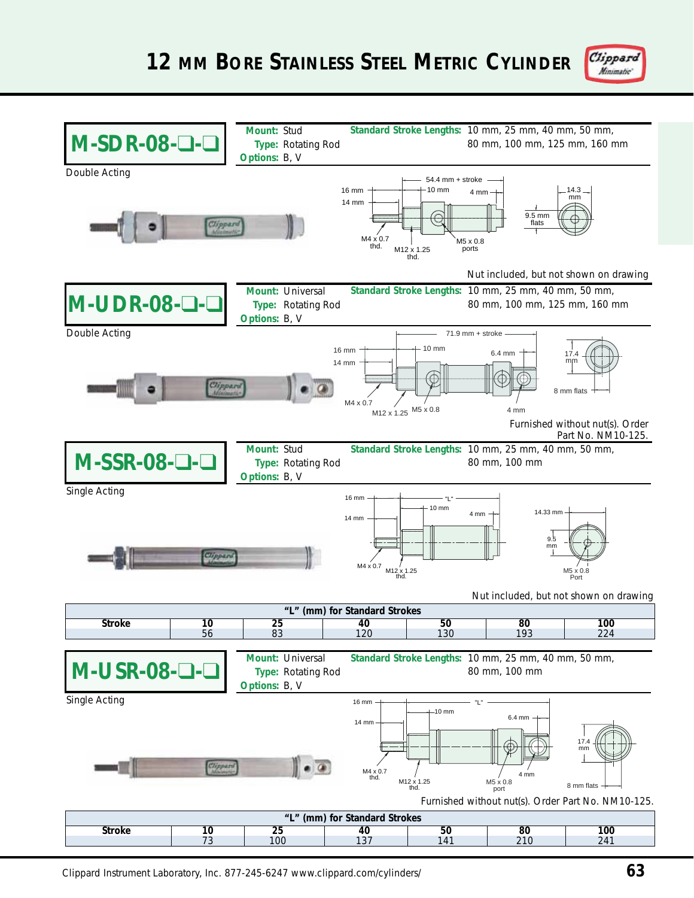# 12 MM BORE STAINLESS STEEL METRIC CYLINDER

## M-SDR-08-❑-❑

Double Acting

**Mount:** Stud
**Type:** Rotating Rod
**Options:** B, V

**Standard Stroke Lengths:** 10 mm, 25 mm, 40 mm, 50 mm, 80 mm, 100 mm, 125 mm, 160 mm

54.4 mm + stroke
16 mm
14 mm
10 mm
4 mm
M4 x 0.7 thd.
M12 x 1.25 thd.
M5 x 0.8 ports
14.3 mm
9.5 mm flats

Nut included, but not shown on drawing

## M-UDR-08-❑-❑

Double Acting

**Mount:** Universal
**Type:** Rotating Rod
**Options:** B, V

**Standard Stroke Lengths:** 10 mm, 25 mm, 40 mm, 50 mm, 80 mm, 100 mm, 125 mm, 160 mm

71.9 mm + stroke
16 mm
14 mm
10 mm
6.4 mm
M4 x 0.7
M12 x 1.25
M5 x 0.8
4 mm
17.4 mm
8 mm flats

Furnished without nut(s). Order Part No. NM10-125.

## M-SSR-08-❑-❑

Single Acting

**Mount:** Stud
**Type:** Rotating Rod
**Options:** B, V

**Standard Stroke Lengths:** 10 mm, 25 mm, 40 mm, 50 mm, 80 mm, 100 mm

16 mm
14 mm
"L"
10 mm
4 mm
M4 x 0.7
M12 x 1.25 thd.
14.33 mm
9.5 mm
M5 x 0.8 Port

Nut included, but not shown on drawing

| "L" (mm) for Standard Strokes | | | | | | |
|---|---|---|---|---|---|---|
| **Stroke** | **10** | **25** | **40** | **50** | **80** | **100** |
| | 56 | 83 | 120 | 130 | 193 | 224 |

## M-USR-08-❑-❑

Single Acting

**Mount:** Universal
**Type:** Rotating Rod
**Options:** B, V

**Standard Stroke Lengths:** 10 mm, 25 mm, 40 mm, 50 mm, 80 mm, 100 mm

16 mm
14 mm
"L"
10 mm
6.4 mm
M4 x 0.7 thd.
M12 x 1.25 thd.
M5 x 0.8 port
4 mm
17.4 mm
8 mm flats

Furnished without nut(s). Order Part No. NM10-125.

| "L" (mm) for Standard Strokes | | | | | | |
|---|---|---|---|---|---|---|
| **Stroke** | **10** | **25** | **40** | **50** | **80** | **100** |
| | 73 | 100 | 137 | 141 | 210 | 241 |

Clippard Instrument Laboratory, Inc. 877-245-6247 www.clippard.com/cylinders/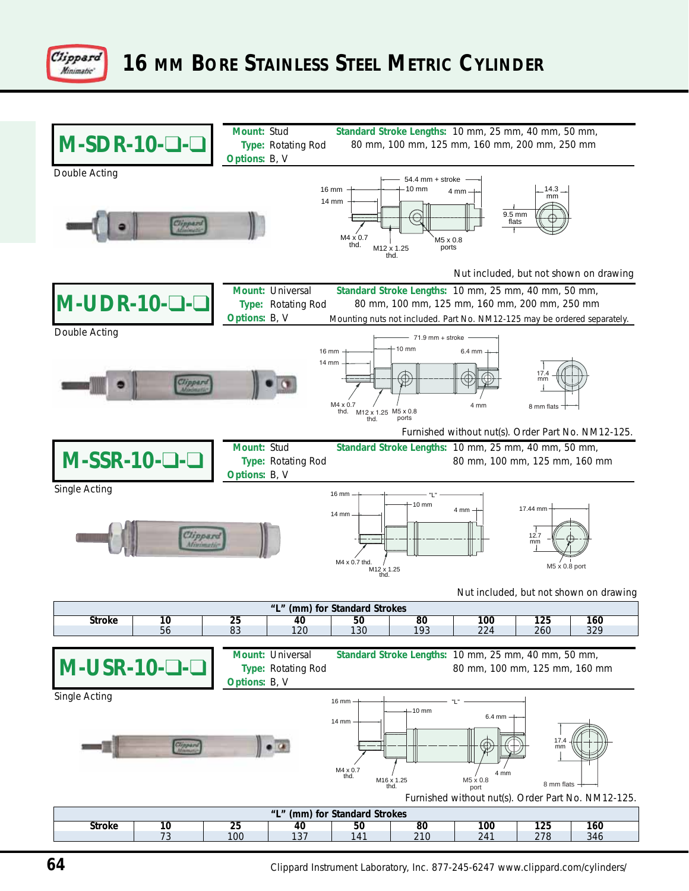# 16 MM BORE STAINLESS STEEL METRIC CYLINDER

## M-SDR-10-❑-❑

Double Acting

**Mount:** Stud
**Type:** Rotating Rod
**Options:** B, V

**Standard Stroke Lengths:** 10 mm, 25 mm, 40 mm, 50 mm, 80 mm, 100 mm, 125 mm, 160 mm, 200 mm, 250 mm

54.4 mm + stroke
16 mm
14 mm
10 mm
4 mm
14.3 mm
9.5 mm flats
M4 x 0.7 thd.
M12 x 1.25 thd.
M5 x 0.8 ports

Nut included, but not shown on drawing

## M-UDR-10-❑-❑

Double Acting

**Mount:** Universal
**Type:** Rotating Rod
**Options:** B, V

**Standard Stroke Lengths:** 10 mm, 25 mm, 40 mm, 50 mm, 80 mm, 100 mm, 125 mm, 160 mm, 200 mm, 250 mm

Mounting nuts not included. Part No. NM12-125 may be ordered separately.

71.9 mm + stroke
16 mm
14 mm
10 mm
6.4 mm
17.4 mm
M4 x 0.7 thd.
M12 x 1.25 thd.
M5 x 0.8 ports
4 mm
8 mm flats

Furnished without nut(s). Order Part No. NM12-125.

## M-SSR-10-❑-❑

Single Acting

**Mount:** Stud
**Type:** Rotating Rod
**Options:** B, V

**Standard Stroke Lengths:** 10 mm, 25 mm, 40 mm, 50 mm, 80 mm, 100 mm, 125 mm, 160 mm

16 mm
"L"
10 mm
14 mm
4 mm
17.44 mm
12.7 mm
M4 x 0.7 thd.
M12 x 1.25 thd.
M5 x 0.8 port

Nut included, but not shown on drawing

| "L" (mm) for Standard Strokes | | | | | | | | |
|---|---|---|---|---|---|---|---|---|
| **Stroke** | **10** | **25** | **40** | **50** | **80** | **100** | **125** | **160** |
| | 56 | 83 | 120 | 130 | 193 | 224 | 260 | 329 |

## M-USR-10-❑-❑

Single Acting

**Mount:** Universal
**Type:** Rotating Rod
**Options:** B, V

**Standard Stroke Lengths:** 10 mm, 25 mm, 40 mm, 50 mm, 80 mm, 100 mm, 125 mm, 160 mm

16 mm
"L"
10 mm
14 mm
6.4 mm
17.4 mm
M4 x 0.7 thd.
M16 x 1.25 thd.
M5 x 0.8 port
4 mm
8 mm flats

Furnished without nut(s). Order Part No. NM12-125.

| "L" (mm) for Standard Strokes | | | | | | | | |
|---|---|---|---|---|---|---|---|---|
| **Stroke** | **10** | **25** | **40** | **50** | **80** | **100** | **125** | **160** |
| | 73 | 100 | 137 | 141 | 210 | 241 | 278 | 346 |

Clippard Instrument Laboratory, Inc. 877-245-6247 www.clippard.com/cylinders/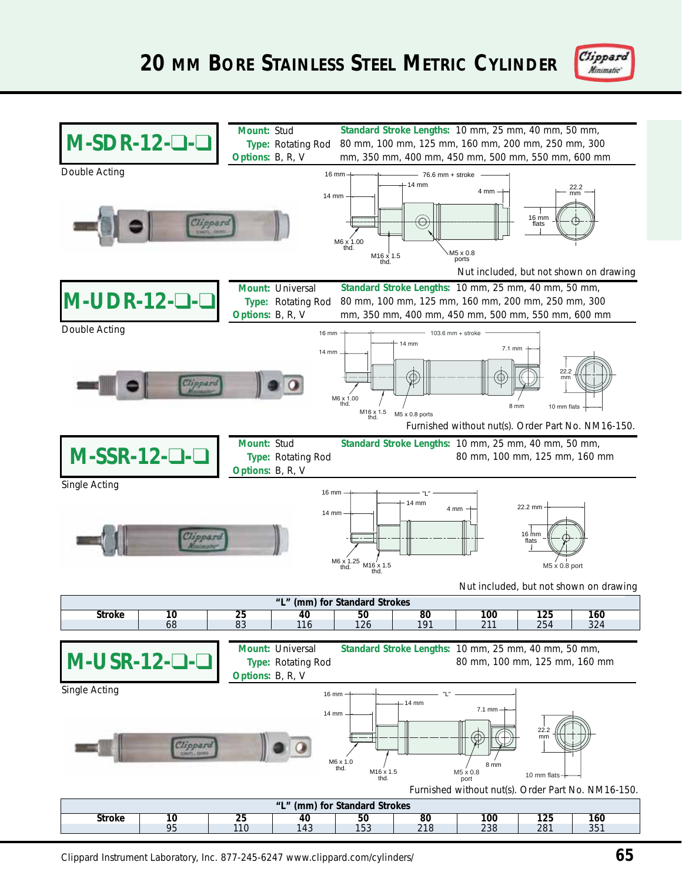# 20 MM BORE STAINLESS STEEL METRIC CYLINDER

## M-SDR-12-❑-❑

Double Acting

**Mount:** Stud
**Type:** Rotating Rod
**Options:** B, R, V

**Standard Stroke Lengths:** 10 mm, 25 mm, 40 mm, 50 mm, 80 mm, 100 mm, 125 mm, 160 mm, 200 mm, 250 mm, 300 mm, 350 mm, 400 mm, 450 mm, 500 mm, 550 mm, 600 mm

16 mm
76.6 mm + stroke
14 mm
14 mm
4 mm
22.2 mm
16 mm flats
M6 x 1.00 thd.
M16 x 1.5 thd.
M5 x 0.8 ports

Nut included, but not shown on drawing

## M-UDR-12-❑-❑

Double Acting

**Mount:** Universal
**Type:** Rotating Rod
**Options:** B, R, V

**Standard Stroke Lengths:** 10 mm, 25 mm, 40 mm, 50 mm, 80 mm, 100 mm, 125 mm, 160 mm, 200 mm, 250 mm, 300 mm, 350 mm, 400 mm, 450 mm, 500 mm, 550 mm, 600 mm

16 mm
103.6 mm + stroke
14 mm
14 mm
7.1 mm
22.2 mm
M6 x 1.00 thd.
M16 x 1.5 thd.
M5 x 0.8 ports
8 mm
10 mm flats

Furnished without nut(s). Order Part No. NM16-150.

## M-SSR-12-❑-❑

Single Acting

**Mount:** Stud
**Type:** Rotating Rod
**Options:** B, R, V

**Standard Stroke Lengths:** 10 mm, 25 mm, 40 mm, 50 mm, 80 mm, 100 mm, 125 mm, 160 mm

16 mm
"L"
14 mm
14 mm
4 mm
22.2 mm
16 mm flats
M6 x 1.25 thd.
M16 x 1.5 thd.
M5 x 0.8 port

Nut included, but not shown on drawing

| "L" (mm) for Standard Strokes | | | | | | | | |
|---|---|---|---|---|---|---|---|---|
| **Stroke** | 10 | 25 | 40 | 50 | 80 | 100 | 125 | 160 |
| | 68 | 83 | 116 | 126 | 191 | 211 | 254 | 324 |

## M-USR-12-❑-❑

Single Acting

**Mount:** Universal
**Type:** Rotating Rod
**Options:** B, R, V

**Standard Stroke Lengths:** 10 mm, 25 mm, 40 mm, 50 mm, 80 mm, 100 mm, 125 mm, 160 mm

16 mm
"L"
14 mm
14 mm
7.1 mm
22.2 mm
M6 x 1.0 thd.
M16 x 1.5 thd.
M5 x 0.8 port
8 mm
10 mm flats

Furnished without nut(s). Order Part No. NM16-150.

| "L" (mm) for Standard Strokes | | | | | | | | |
|---|---|---|---|---|---|---|---|---|
| **Stroke** | 10 | 25 | 40 | 50 | 80 | 100 | 125 | 160 |
| | 95 | 110 | 143 | 153 | 218 | 238 | 281 | 351 |

Clippard Instrument Laboratory, Inc. 877-245-6247 www.clippard.com/cylinders/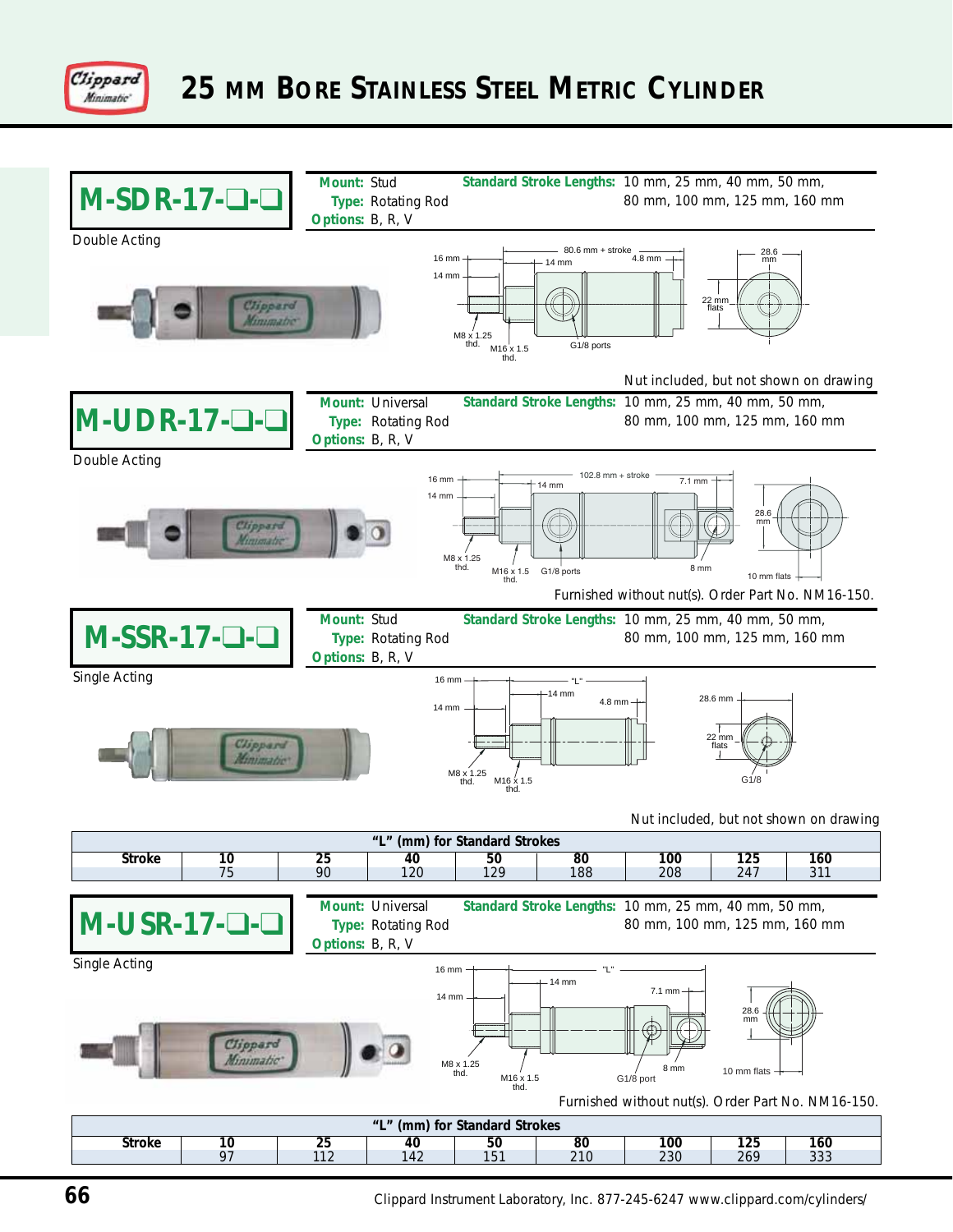# 25 MM BORE STAINLESS STEEL METRIC CYLINDER

## M-SDR-17-❑-❑

Double Acting

**Mount:** Stud
**Type:** Rotating Rod
**Options:** B, R, V

**Standard Stroke Lengths:** 10 mm, 25 mm, 40 mm, 50 mm, 80 mm, 100 mm, 125 mm, 160 mm

16 mm
14 mm
80.6 mm + stroke
14 mm
4.8 mm
28.6 mm
22 mm flats
M8 x 1.25 thd.
M16 x 1.5 thd.
G1/8 ports

Nut included, but not shown on drawing

## M-UDR-17-❑-❑

Double Acting

**Mount:** Universal
**Type:** Rotating Rod
**Options:** B, R, V

**Standard Stroke Lengths:** 10 mm, 25 mm, 40 mm, 50 mm, 80 mm, 100 mm, 125 mm, 160 mm

16 mm
14 mm
102.8 mm + stroke
14 mm
7.1 mm
28.6 mm
M8 x 1.25 thd.
M16 x 1.5 thd.
G1/8 ports
8 mm
10 mm flats

Furnished without nut(s). Order Part No. NM16-150.

## M-SSR-17-❑-❑

Single Acting

**Mount:** Stud
**Type:** Rotating Rod
**Options:** B, R, V

**Standard Stroke Lengths:** 10 mm, 25 mm, 40 mm, 50 mm, 80 mm, 100 mm, 125 mm, 160 mm

16 mm
"L"
14 mm
14 mm
4.8 mm
28.6 mm
22 mm flats
M8 x 1.25 thd.
M16 x 1.5 thd.
G1/8

Nut included, but not shown on drawing

| "L" (mm) for Standard Strokes | | | | | | | | |
|---|---|---|---|---|---|---|---|---|
| Stroke | 10 | 25 | 40 | 50 | 80 | 100 | 125 | 160 |
| | 75 | 90 | 120 | 129 | 188 | 208 | 247 | 311 |

## M-USR-17-❑-❑

Single Acting

**Mount:** Universal
**Type:** Rotating Rod
**Options:** B, R, V

**Standard Stroke Lengths:** 10 mm, 25 mm, 40 mm, 50 mm, 80 mm, 100 mm, 125 mm, 160 mm

16 mm
"L"
14 mm
14 mm
7.1 mm
28.6 mm
M8 x 1.25 thd.
M16 x 1.5 thd.
G1/8 port
8 mm
10 mm flats

Furnished without nut(s). Order Part No. NM16-150.

| "L" (mm) for Standard Strokes | | | | | | | | |
|---|---|---|---|---|---|---|---|---|
| Stroke | 10 | 25 | 40 | 50 | 80 | 100 | 125 | 160 |
| | 97 | 112 | 142 | 151 | 210 | 230 | 269 | 333 |

Clippard Instrument Laboratory, Inc. 877-245-6247 www.clippard.com/cylinders/